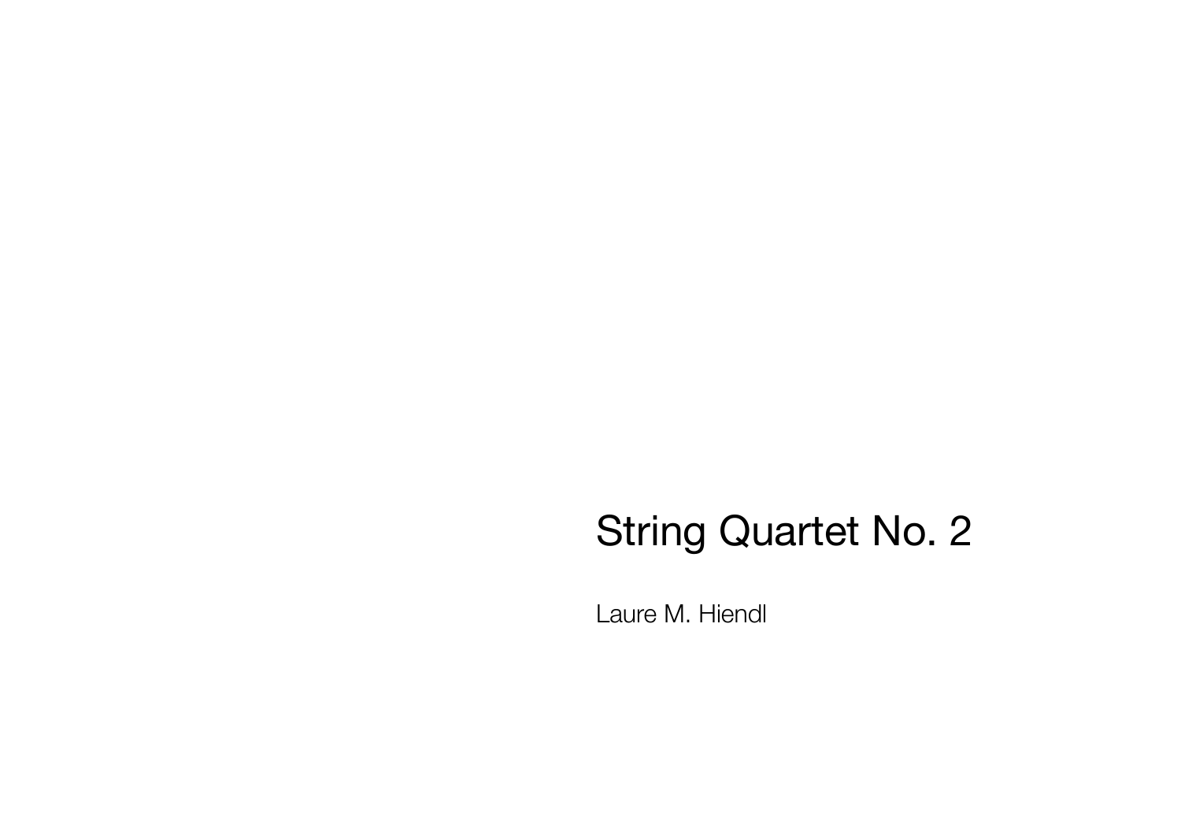# String Quartet No. 2

Laure M. Hiendl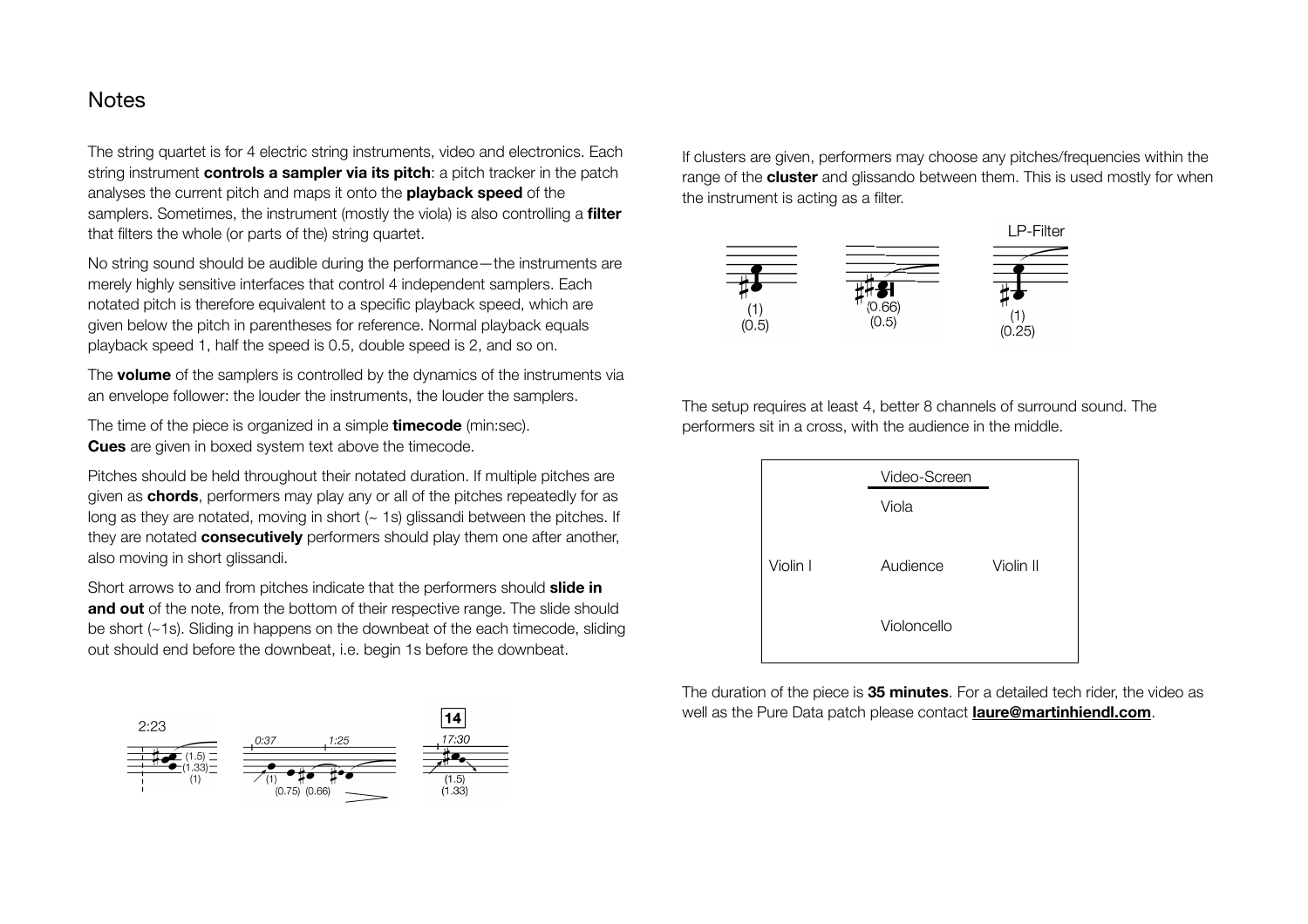# Notes

The string quartet is for 4 electric string instruments, video and electronics. Each string instrument **controls a sampler via its pitch**: a pitch tracker in the patch analyses the current pitch and maps it onto the **playback speed** of the samplers. Sometimes, the instrument (mostly the viola) is also controlling a **filter** that filters the whole (or parts of the) string quartet.

No string sound should be audible during the performance—the instruments are merely highly sensitive interfaces that control 4 independent samplers. Each notated pitch is therefore equivalent to a specific playback speed, which are given below the pitch in parentheses for reference. Normal playback equals playback speed 1, half the speed is 0.5, double speed is 2, and so on.

The **volume** of the samplers is controlled by the dynamics of the instruments via an envelope follower: the louder the instruments, the louder the samplers.

The time of the piece is organized in a simple **timecode** (min:sec).
**Cues** are given in boxed system text above the timecode.

Pitches should be held throughout their notated duration. If multiple pitches are given as **chords**, performers may play any or all of the pitches repeatedly for as long as they are notated, moving in short (~ 1s) glissandi between the pitches. If they are notated **consecutively** performers should play them one after another, also moving in short glissandi.

Short arrows to and from pitches indicate that the performers should **slide in and out** of the note, from the bottom of their respective range. The slide should be short (~1s). Sliding in happens on the downbeat of the each timecode, sliding out should end before the downbeat, i.e. begin 1s before the downbeat.

If clusters are given, performers may choose any pitches/frequencies within the range of the **cluster** and glissando between them. This is used mostly for when the instrument is acting as a filter.

The setup requires at least 4, better 8 channels of surround sound. The performers sit in a cross, with the audience in the middle.

| | Video-Screen | |
|---|---|---|
| | Viola | |
| Violin I | Audience | Violin II |
| | Violoncello | |

The duration of the piece is **35 minutes**. For a detailed tech rider, the video as well as the Pure Data patch please contact **laure@martinhiendl.com**.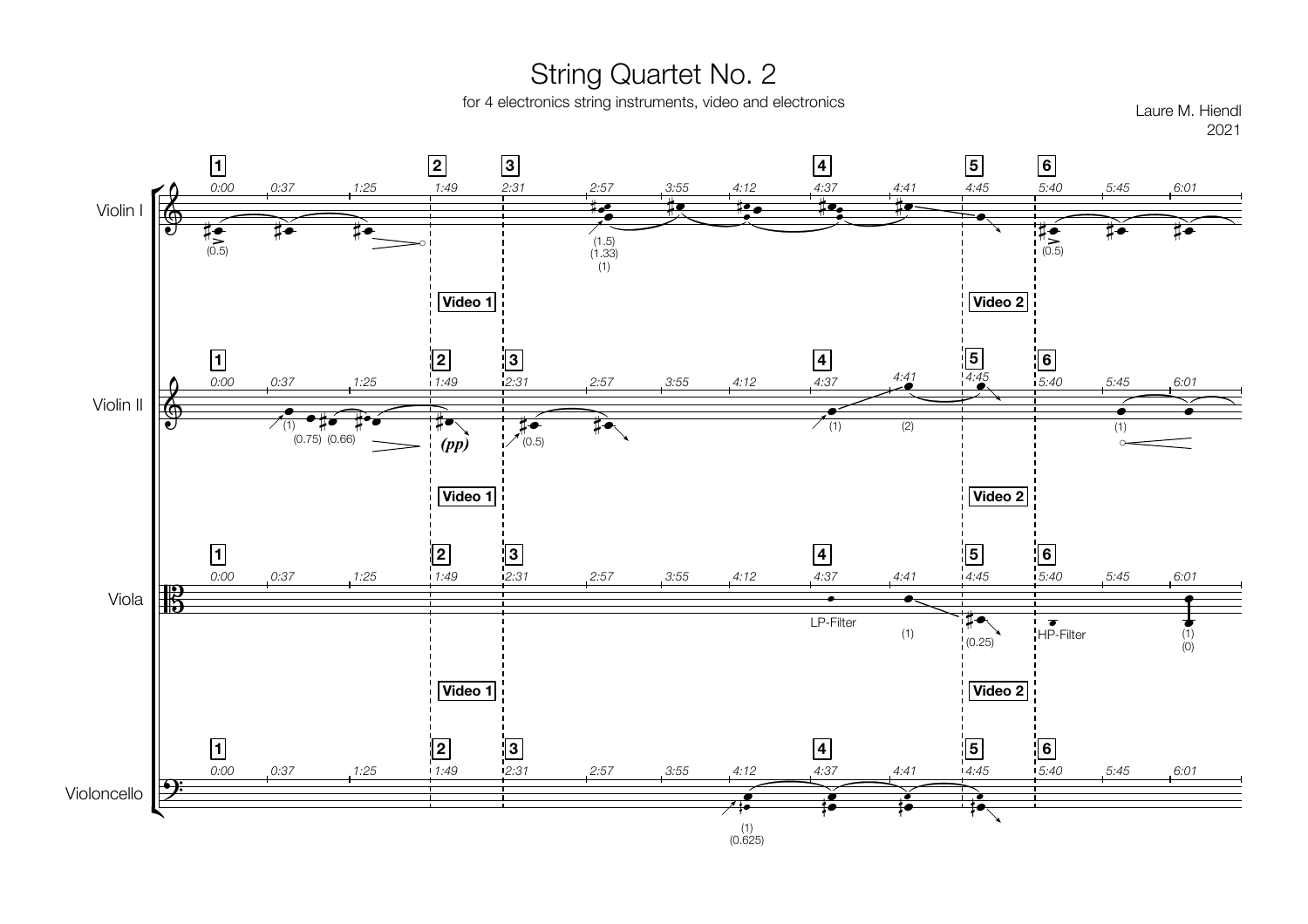# String Quartet No. 2

for 4 electronics string instruments, video and electronics

Laure M. Hiendl
2021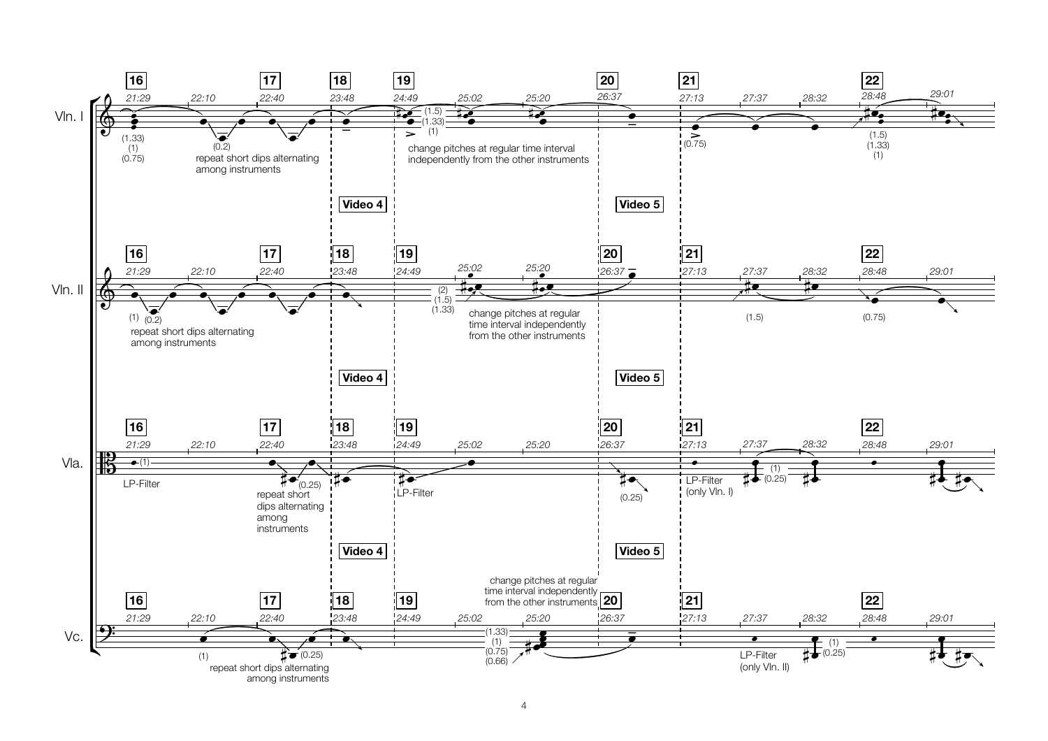Vln. I

16 21:29 22:10 17 22:40 18 23:48 19 24:49 25:02 25:20 20 26:37 21 27:13 27:37 28:32 22 28:48 29:01

(1.33)
(1)
(0.75)
(0.2)
repeat short dips alternating among instruments
(1.5)
(1.33)
(1)
change pitches at regular time interval independently from the other instruments
(0.75)
(1.5)
(1.33)
(1)

Video 4
Video 5

Vln. II

16 21:29 22:10 17 22:40 18 23:48 19 24:49 25:02 25:20 20 26:37 21 27:13 27:37 28:32 22 28:48 29:01

(1) (0.2)
repeat short dips alternating among instruments
(2)
(1.5)
(1.33)
change pitches at regular time interval independently from the other instruments
(1.5)
(0.75)

Video 4
Video 5

Vla.

16 21:29 22:10 17 22:40 18 23:48 19 24:49 25:02 25:20 20 26:37 21 27:13 27:37 28:32 22 28:48 29:01

(1)
LP-Filter
(0.25)
repeat short dips alternating among instruments
LP-Filter
(0.25)
LP-Filter (only Vln. I)
(1)
(0.25)

Video 4
Video 5

Vc.

16 21:29 22:10 17 22:40 18 23:48 19 24:49 25:02 25:20 20 26:37 21 27:13 27:37 28:32 22 28:48 29:01

(1)
(0.25)
repeat short dips alternating among instruments
change pitches at regular time interval independently from the other instruments
(1.33)
(1)
(0.75)
(0.66)
LP-Filter (only Vln. II)
(1)
(0.25)